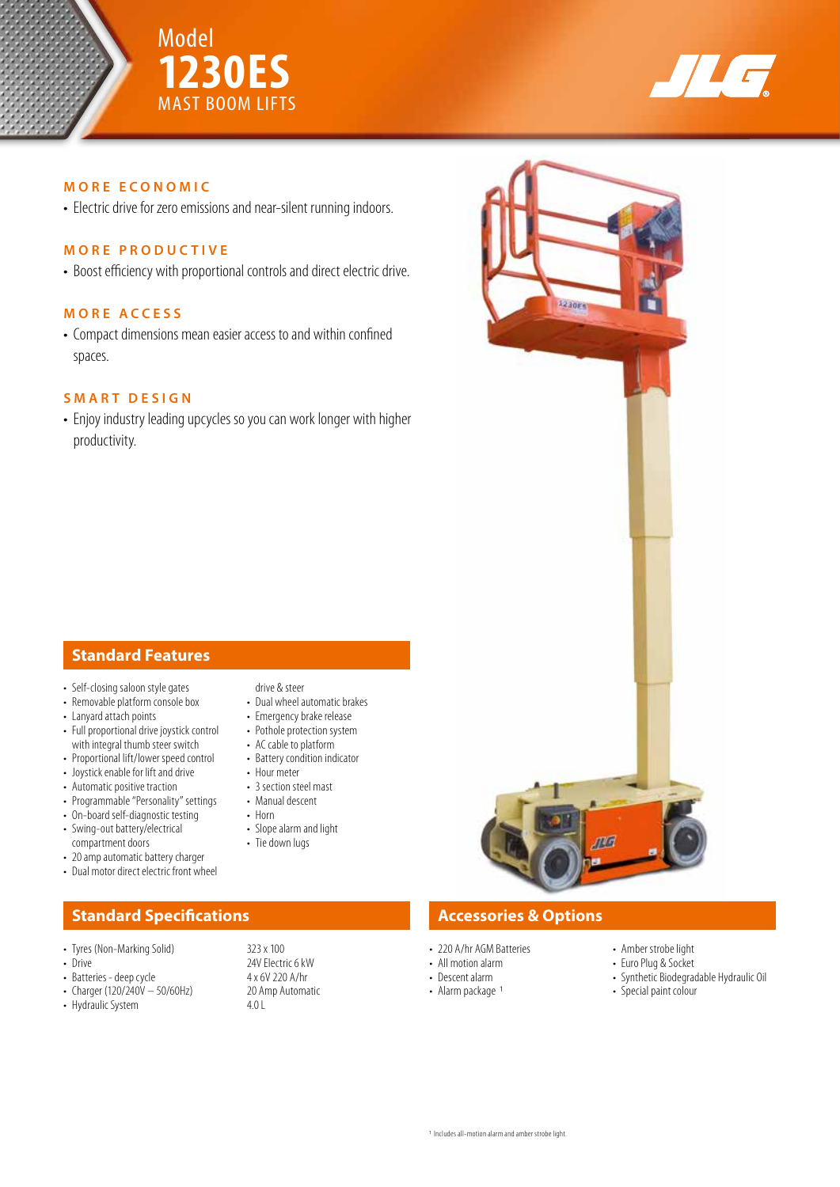# Model 1230ES MAST BOOM LIFTS

JLG

## MORE ECONOMIC

- Electric drive for zero emissions and near-silent running indoors.

## MORE PRODUCTIVE

- Boost efficiency with proportional controls and direct electric drive.

## MORE ACCESS

- Compact dimensions mean easier access to and within confined spaces.

## SMART DESIGN

- Enjoy industry leading upcycles so you can work longer with higher productivity.

## Standard Features

- Self-closing saloon style gates
- Removable platform console box
- Lanyard attach points
- Full proportional drive joystick control with integral thumb steer switch
- Proportional lift/lower speed control
- Joystick enable for lift and drive
- Automatic positive traction
- Programmable "Personality" settings
- On-board self-diagnostic testing
- Swing-out battery/electrical compartment doors
- 20 amp automatic battery charger
- Dual motor direct electric front wheel drive & steer
- Dual wheel automatic brakes
- Emergency brake release
- Pothole protection system
- AC cable to platform
- Battery condition indicator
- Hour meter
- 3 section steel mast
- Manual descent
- Horn
- Slope alarm and light
- Tie down lugs

## Standard Specifications

| | |
|---|---|
| Tyres (Non-Marking Solid) | 323 x 100 |
| Drive | 24V Electric 6 kW |
| Batteries - deep cycle | 4 x 6V 220 A/hr |
| Charger (120/240V – 50/60Hz) | 20 Amp Automatic |
| Hydraulic System | 4.0 L |

## Accessories & Options

- 220 A/hr AGM Batteries
- All motion alarm
- Descent alarm
- Alarm package [1]
- Amber strobe light
- Euro Plug & Socket
- Synthetic Biodegradable Hydraulic Oil
- Special paint colour

[1] Includes all-motion alarm and amber strobe light.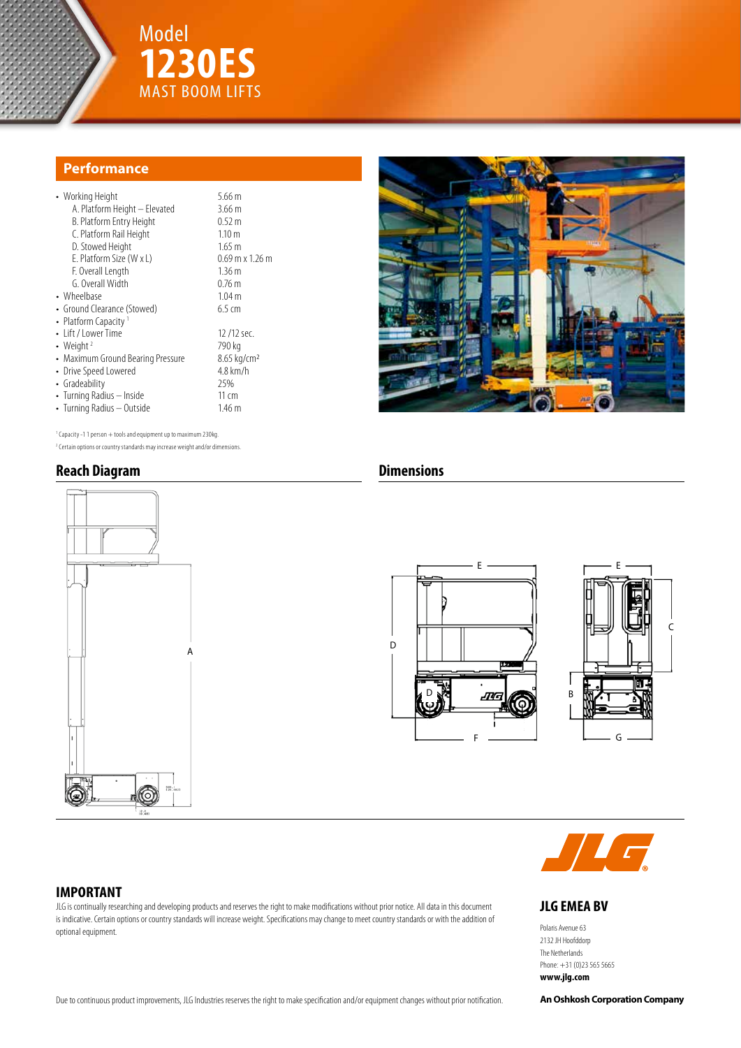# Model 1230ES MAST BOOM LIFTS

## Performance

| | |
|---|---|
| • Working Height | 5.66 m |
| A. Platform Height – Elevated | 3.66 m |
| B. Platform Entry Height | 0.52 m |
| C. Platform Rail Height | 1.10 m |
| D. Stowed Height | 1.65 m |
| E. Platform Size (W x L) | 0.69 m x 1.26 m |
| F. Overall Length | 1.36 m |
| G. Overall Width | 0.76 m |
| • Wheelbase | 1.04 m |
| • Ground Clearance (Stowed) | 6.5 cm |
| • Platform Capacity [1] | |
| • Lift / Lower Time | 12 /12 sec. |
| • Weight [2] | 790 kg |
| • Maximum Ground Bearing Pressure | 8.65 kg/cm² |
| • Drive Speed Lowered | 4.8 km/h |
| • Gradeability | 25% |
| • Turning Radius – Inside | 11 cm |
| • Turning Radius – Outside | 1.46 m |

[1] Capacity -1 1 person + tools and equipment up to maximum 230kg.

[2] Certain options or country standards may increase weight and/or dimensions.

## Reach Diagram

A

## Dimensions

E

D

F

E

C

B

G

## IMPORTANT

JLG is continually researching and developing products and reserves the right to make modifications without prior notice. All data in this document is indicative. Certain options or country standards will increase weight. Specifications may change to meet country standards or with the addition of optional equipment.

## JLG EMEA BV

Polaris Avenue 63
2132 JH Hoofddorp
The Netherlands
Phone: +31 (0)23 565 5665
**www.jlg.com**

Due to continuous product improvements, JLG Industries reserves the right to make specification and/or equipment changes without prior notification.

**An Oshkosh Corporation Company**